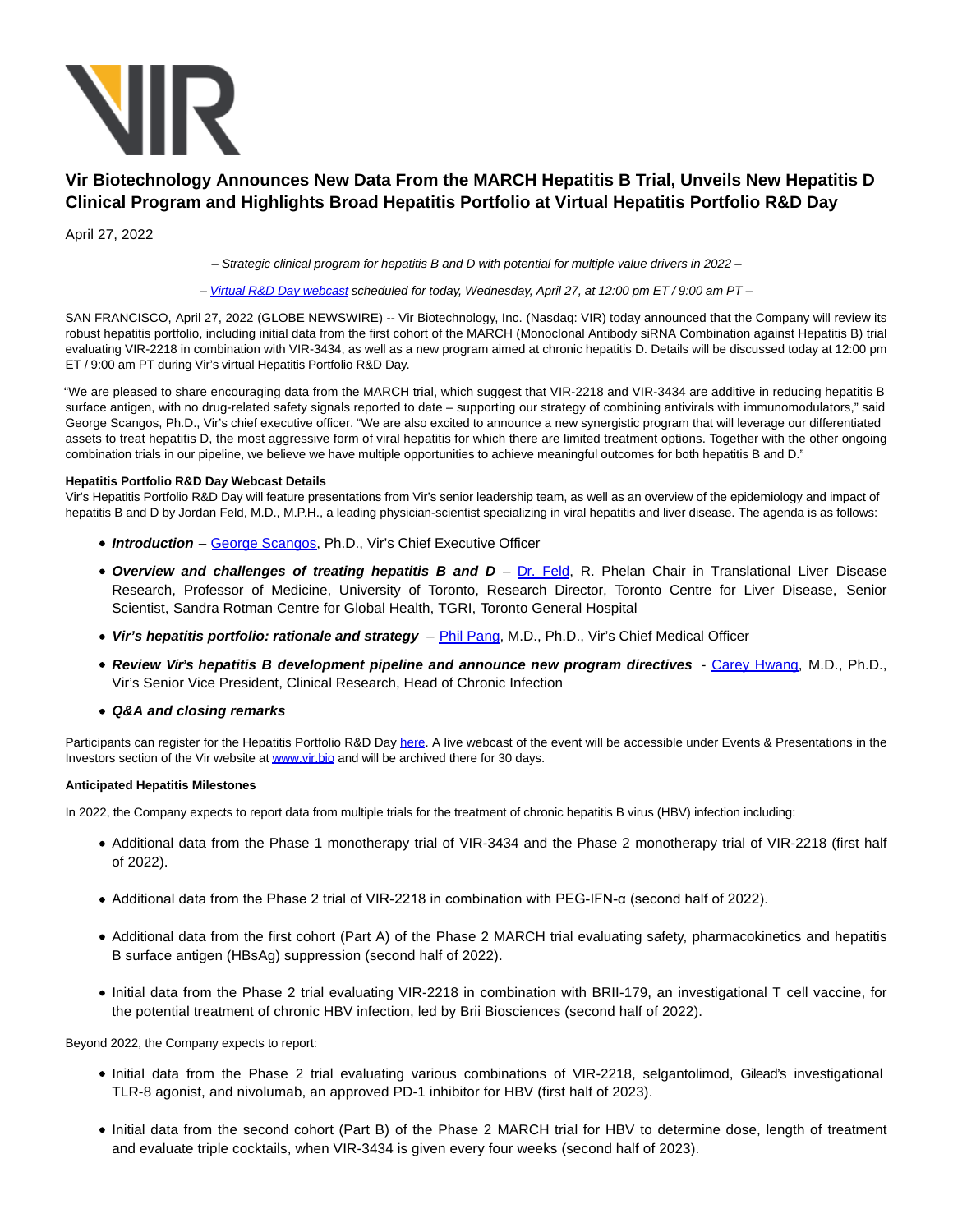# Vir Biotechnology Announces New Data From the MARCH Hepatitis B Trial, Unveils New Hepatitis D Clinical Program and Highlights Broad Hepatitis Portfolio at Virtual Hepatitis Portfolio R&D Day

April 27, 2022

*– Strategic clinical program for hepatitis B and D with potential for multiple value drivers in 2022 –*

*– Virtual R&D Day webcast scheduled for today, Wednesday, April 27, at 12:00 pm ET / 9:00 am PT –*

SAN FRANCISCO, April 27, 2022 (GLOBE NEWSWIRE) -- Vir Biotechnology, Inc. (Nasdaq: VIR) today announced that the Company will review its robust hepatitis portfolio, including initial data from the first cohort of the MARCH (Monoclonal Antibody siRNA Combination against Hepatitis B) trial evaluating VIR-2218 in combination with VIR-3434, as well as a new program aimed at chronic hepatitis D. Details will be discussed today at 12:00 pm ET / 9:00 am PT during Vir's virtual Hepatitis Portfolio R&D Day.

"We are pleased to share encouraging data from the MARCH trial, which suggest that VIR-2218 and VIR-3434 are additive in reducing hepatitis B surface antigen, with no drug-related safety signals reported to date – supporting our strategy of combining antivirals with immunomodulators," said George Scangos, Ph.D., Vir's chief executive officer. "We are also excited to announce a new synergistic program that will leverage our differentiated assets to treat hepatitis D, the most aggressive form of viral hepatitis for which there are limited treatment options. Together with the other ongoing combination trials in our pipeline, we believe we have multiple opportunities to achieve meaningful outcomes for both hepatitis B and D."

**Hepatitis Portfolio R&D Day Webcast Details**

Vir's Hepatitis Portfolio R&D Day will feature presentations from Vir's senior leadership team, as well as an overview of the epidemiology and impact of hepatitis B and D by Jordan Feld, M.D., M.P.H., a leading physician-scientist specializing in viral hepatitis and liver disease. The agenda is as follows:

- ***Introduction*** – George Scangos, Ph.D., Vir's Chief Executive Officer
- ***Overview and challenges of treating hepatitis B and D*** – Dr. Feld, R. Phelan Chair in Translational Liver Disease Research, Professor of Medicine, University of Toronto, Research Director, Toronto Centre for Liver Disease, Senior Scientist, Sandra Rotman Centre for Global Health, TGRI, Toronto General Hospital
- ***Vir's hepatitis portfolio: rationale and strategy*** – Phil Pang, M.D., Ph.D., Vir's Chief Medical Officer
- ***Review Vir's hepatitis B development pipeline and announce new program directives*** - Carey Hwang, M.D., Ph.D., Vir's Senior Vice President, Clinical Research, Head of Chronic Infection
- ***Q&A and closing remarks***

Participants can register for the Hepatitis Portfolio R&D Day here. A live webcast of the event will be accessible under Events & Presentations in the Investors section of the Vir website at www.vir.bio and will be archived there for 30 days.

**Anticipated Hepatitis Milestones**

In 2022, the Company expects to report data from multiple trials for the treatment of chronic hepatitis B virus (HBV) infection including:

- Additional data from the Phase 1 monotherapy trial of VIR-3434 and the Phase 2 monotherapy trial of VIR-2218 (first half of 2022).
- Additional data from the Phase 2 trial of VIR-2218 in combination with PEG-IFN-α (second half of 2022).
- Additional data from the first cohort (Part A) of the Phase 2 MARCH trial evaluating safety, pharmacokinetics and hepatitis B surface antigen (HBsAg) suppression (second half of 2022).
- Initial data from the Phase 2 trial evaluating VIR-2218 in combination with BRII-179, an investigational T cell vaccine, for the potential treatment of chronic HBV infection, led by Brii Biosciences (second half of 2022).

Beyond 2022, the Company expects to report:

- Initial data from the Phase 2 trial evaluating various combinations of VIR-2218, selgantolimod, Gilead's investigational TLR-8 agonist, and nivolumab, an approved PD-1 inhibitor for HBV (first half of 2023).
- Initial data from the second cohort (Part B) of the Phase 2 MARCH trial for HBV to determine dose, length of treatment and evaluate triple cocktails, when VIR-3434 is given every four weeks (second half of 2023).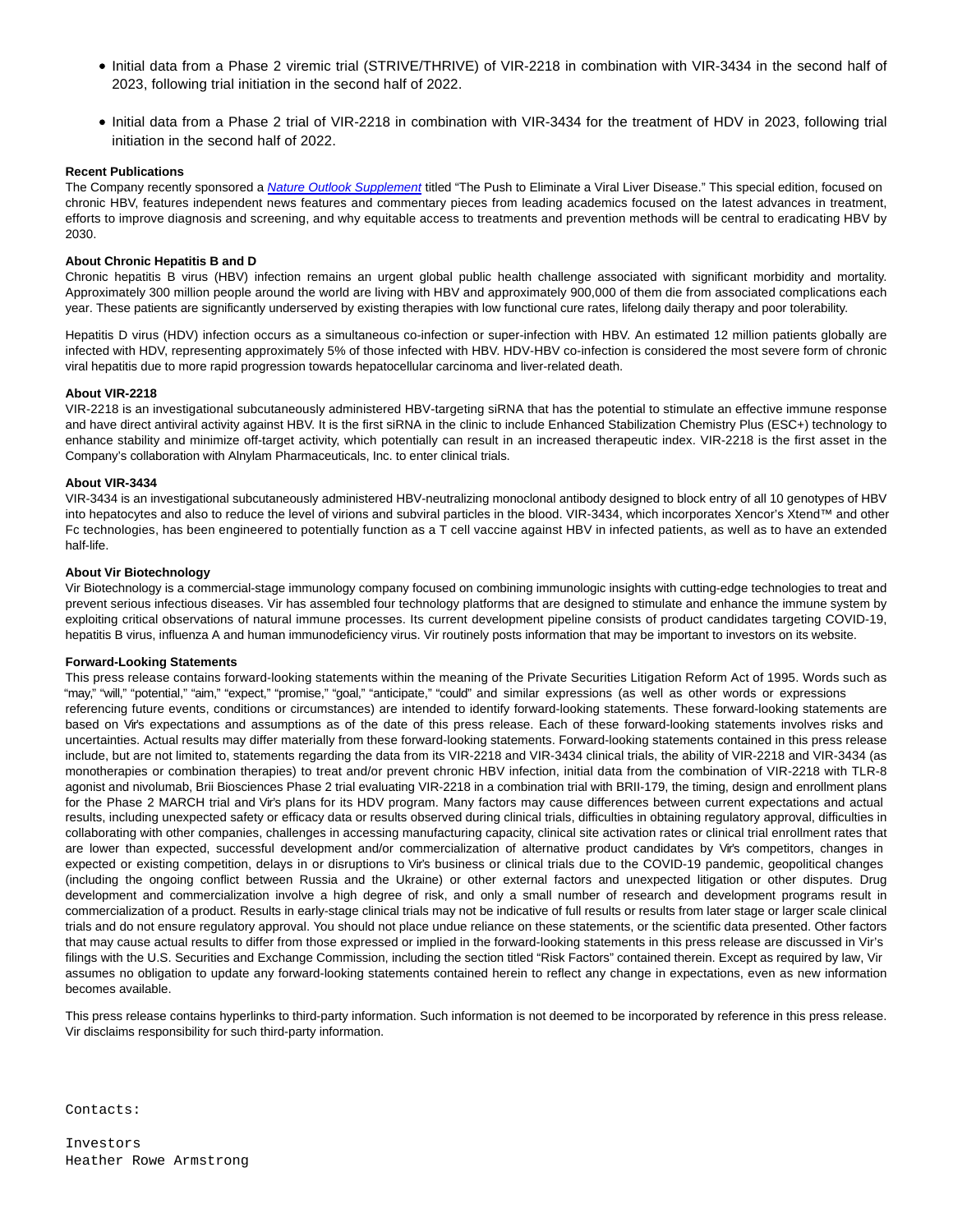- Initial data from a Phase 2 viremic trial (STRIVE/THRIVE) of VIR-2218 in combination with VIR-3434 in the second half of 2023, following trial initiation in the second half of 2022.
- Initial data from a Phase 2 trial of VIR-2218 in combination with VIR-3434 for the treatment of HDV in 2023, following trial initiation in the second half of 2022.

**Recent Publications**

The Company recently sponsored a *Nature Outlook Supplement* titled "The Push to Eliminate a Viral Liver Disease." This special edition, focused on chronic HBV, features independent news features and commentary pieces from leading academics focused on the latest advances in treatment, efforts to improve diagnosis and screening, and why equitable access to treatments and prevention methods will be central to eradicating HBV by 2030.

**About Chronic Hepatitis B and D**

Chronic hepatitis B virus (HBV) infection remains an urgent global public health challenge associated with significant morbidity and mortality. Approximately 300 million people around the world are living with HBV and approximately 900,000 of them die from associated complications each year. These patients are significantly underserved by existing therapies with low functional cure rates, lifelong daily therapy and poor tolerability.

Hepatitis D virus (HDV) infection occurs as a simultaneous co-infection or super-infection with HBV. An estimated 12 million patients globally are infected with HDV, representing approximately 5% of those infected with HBV. HDV-HBV co-infection is considered the most severe form of chronic viral hepatitis due to more rapid progression towards hepatocellular carcinoma and liver-related death.

**About VIR-2218**

VIR-2218 is an investigational subcutaneously administered HBV-targeting siRNA that has the potential to stimulate an effective immune response and have direct antiviral activity against HBV. It is the first siRNA in the clinic to include Enhanced Stabilization Chemistry Plus (ESC+) technology to enhance stability and minimize off-target activity, which potentially can result in an increased therapeutic index. VIR-2218 is the first asset in the Company's collaboration with Alnylam Pharmaceuticals, Inc. to enter clinical trials.

**About VIR-3434**

VIR-3434 is an investigational subcutaneously administered HBV-neutralizing monoclonal antibody designed to block entry of all 10 genotypes of HBV into hepatocytes and also to reduce the level of virions and subviral particles in the blood. VIR-3434, which incorporates Xencor's Xtend™ and other Fc technologies, has been engineered to potentially function as a T cell vaccine against HBV in infected patients, as well as to have an extended half-life.

**About Vir Biotechnology**

Vir Biotechnology is a commercial-stage immunology company focused on combining immunologic insights with cutting-edge technologies to treat and prevent serious infectious diseases. Vir has assembled four technology platforms that are designed to stimulate and enhance the immune system by exploiting critical observations of natural immune processes. Its current development pipeline consists of product candidates targeting COVID-19, hepatitis B virus, influenza A and human immunodeficiency virus. Vir routinely posts information that may be important to investors on its website.

**Forward-Looking Statements**

This press release contains forward-looking statements within the meaning of the Private Securities Litigation Reform Act of 1995. Words such as "may," "will," "potential," "aim," "expect," "promise," "goal," "anticipate," "could" and similar expressions (as well as other words or expressions referencing future events, conditions or circumstances) are intended to identify forward-looking statements. These forward-looking statements are based on Vir's expectations and assumptions as of the date of this press release. Each of these forward-looking statements involves risks and uncertainties. Actual results may differ materially from these forward-looking statements. Forward-looking statements contained in this press release include, but are not limited to, statements regarding the data from its VIR-2218 and VIR-3434 clinical trials, the ability of VIR-2218 and VIR-3434 (as monotherapies or combination therapies) to treat and/or prevent chronic HBV infection, initial data from the combination of VIR-2218 with TLR-8 agonist and nivolumab, Brii Biosciences Phase 2 trial evaluating VIR-2218 in a combination trial with BRII-179, the timing, design and enrollment plans for the Phase 2 MARCH trial and Vir's plans for its HDV program. Many factors may cause differences between current expectations and actual results, including unexpected safety or efficacy data or results observed during clinical trials, difficulties in obtaining regulatory approval, difficulties in collaborating with other companies, challenges in accessing manufacturing capacity, clinical site activation rates or clinical trial enrollment rates that are lower than expected, successful development and/or commercialization of alternative product candidates by Vir's competitors, changes in expected or existing competition, delays in or disruptions to Vir's business or clinical trials due to the COVID-19 pandemic, geopolitical changes (including the ongoing conflict between Russia and the Ukraine) or other external factors and unexpected litigation or other disputes. Drug development and commercialization involve a high degree of risk, and only a small number of research and development programs result in commercialization of a product. Results in early-stage clinical trials may not be indicative of full results or results from later stage or larger scale clinical trials and do not ensure regulatory approval. You should not place undue reliance on these statements, or the scientific data presented. Other factors that may cause actual results to differ from those expressed or implied in the forward-looking statements in this press release are discussed in Vir's filings with the U.S. Securities and Exchange Commission, including the section titled "Risk Factors" contained therein. Except as required by law, Vir assumes no obligation to update any forward-looking statements contained herein to reflect any change in expectations, even as new information becomes available.

This press release contains hyperlinks to third-party information. Such information is not deemed to be incorporated by reference in this press release. Vir disclaims responsibility for such third-party information.

Contacts:

Investors
Heather Rowe Armstrong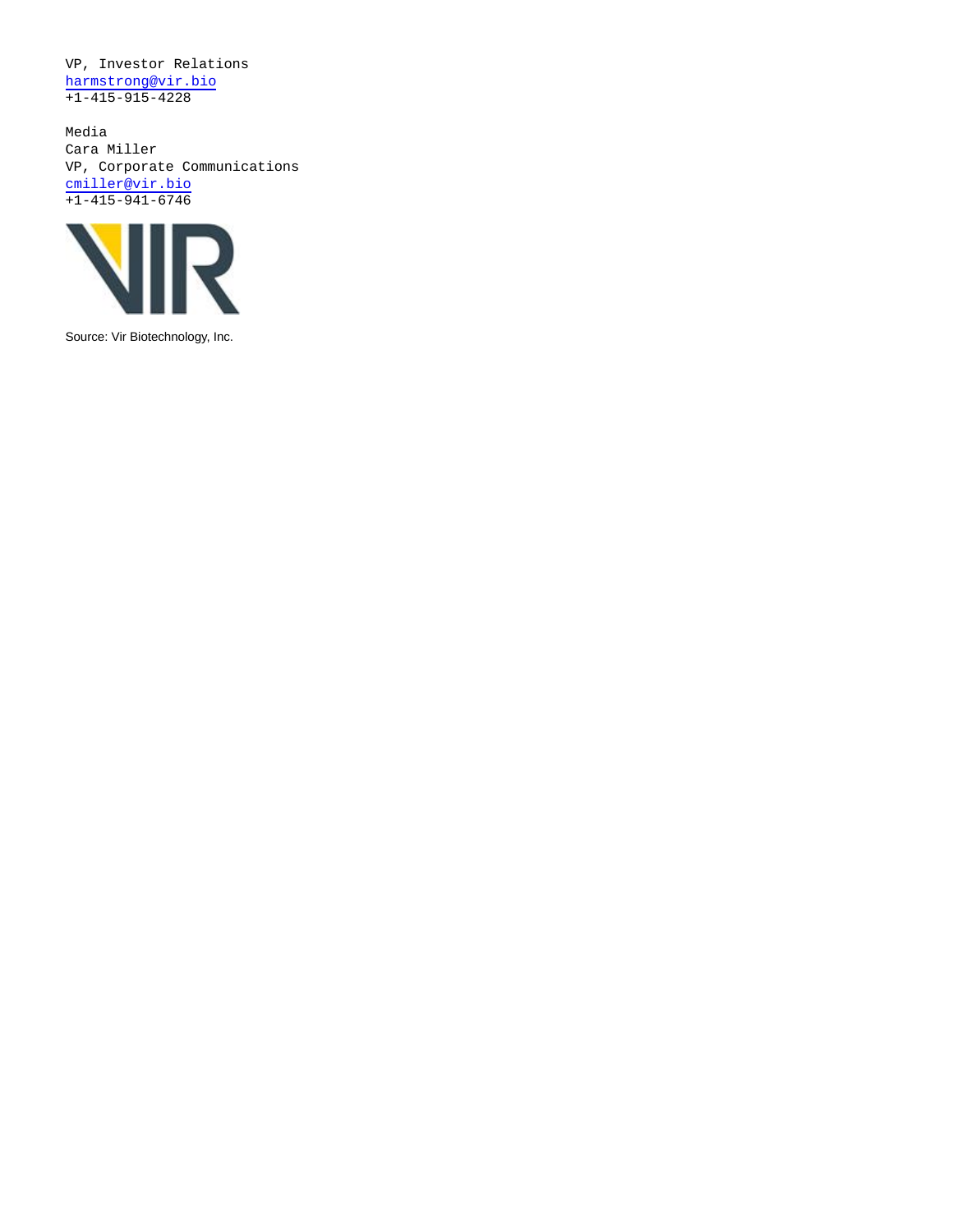VP, Investor Relations
harmstrong@vir.bio
+1-415-915-4228

Media
Cara Miller
VP, Corporate Communications
cmiller@vir.bio
+1-415-941-6746

Source: Vir Biotechnology, Inc.